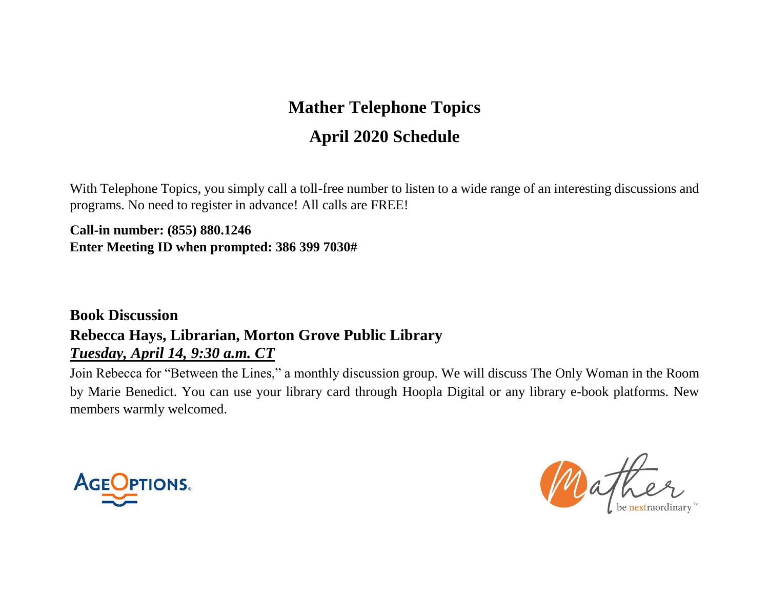# Mather Telephone Topics

## April 2020 Schedule

With Telephone Topics, you simply call a toll-free number to listen to a wide range of an interesting discussions and programs. No need to register in advance! All calls are FREE!

**Call-in number: (855) 880.1246**
**Enter Meeting ID when prompted: 386 399 7030#**

### Book Discussion
### Rebecca Hays, Librarian, Morton Grove Public Library
***Tuesday, April 14, 9:30 a.m. CT***

Join Rebecca for "Between the Lines," a monthly discussion group. We will discuss The Only Woman in the Room by Marie Benedict. You can use your library card through Hoopla Digital or any library e-book platforms. New members warmly welcomed.

AgeOptions

Mather be nextraordinary™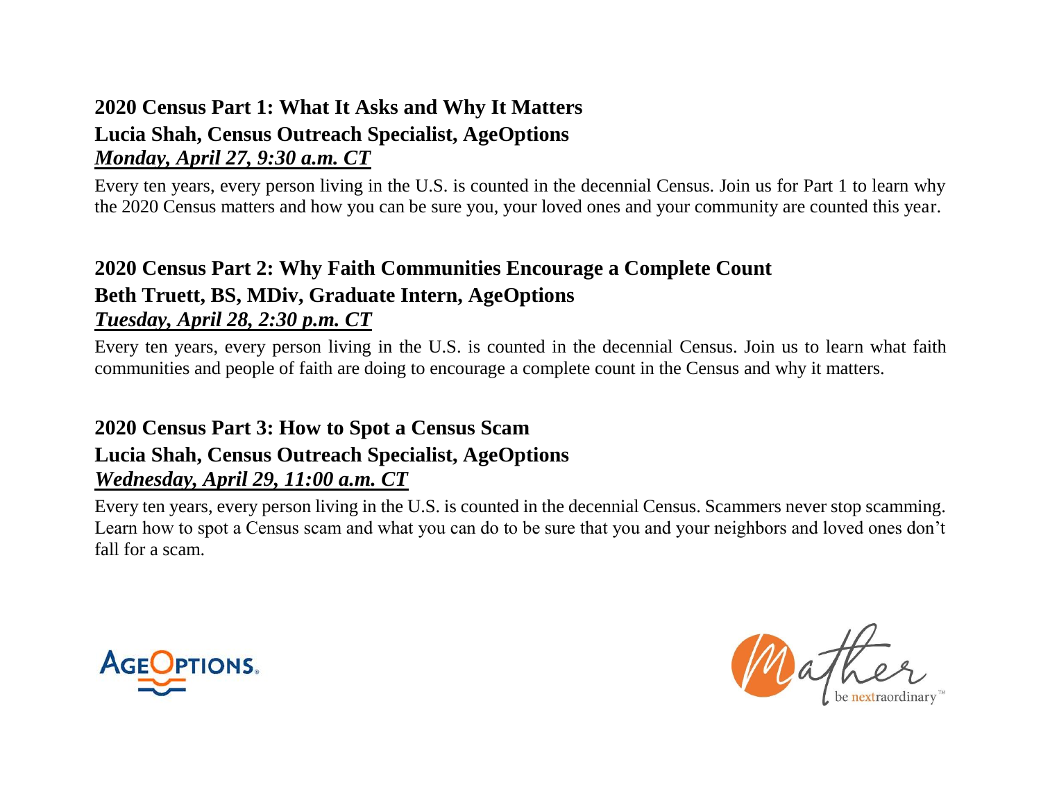**2020 Census Part 1: What It Asks and Why It Matters**
**Lucia Shah, Census Outreach Specialist, AgeOptions**
***Monday, April 27, 9:30 a.m. CT***

Every ten years, every person living in the U.S. is counted in the decennial Census. Join us for Part 1 to learn why the 2020 Census matters and how you can be sure you, your loved ones and your community are counted this year.

**2020 Census Part 2: Why Faith Communities Encourage a Complete Count**
**Beth Truett, BS, MDiv, Graduate Intern, AgeOptions**
***Tuesday, April 28, 2:30 p.m. CT***

Every ten years, every person living in the U.S. is counted in the decennial Census. Join us to learn what faith communities and people of faith are doing to encourage a complete count in the Census and why it matters.

**2020 Census Part 3: How to Spot a Census Scam**
**Lucia Shah, Census Outreach Specialist, AgeOptions**
***Wednesday, April 29, 11:00 a.m. CT***

Every ten years, every person living in the U.S. is counted in the decennial Census. Scammers never stop scamming. Learn how to spot a Census scam and what you can do to be sure that you and your neighbors and loved ones don't fall for a scam.

AgeOptions

Mather be nextraordinary™